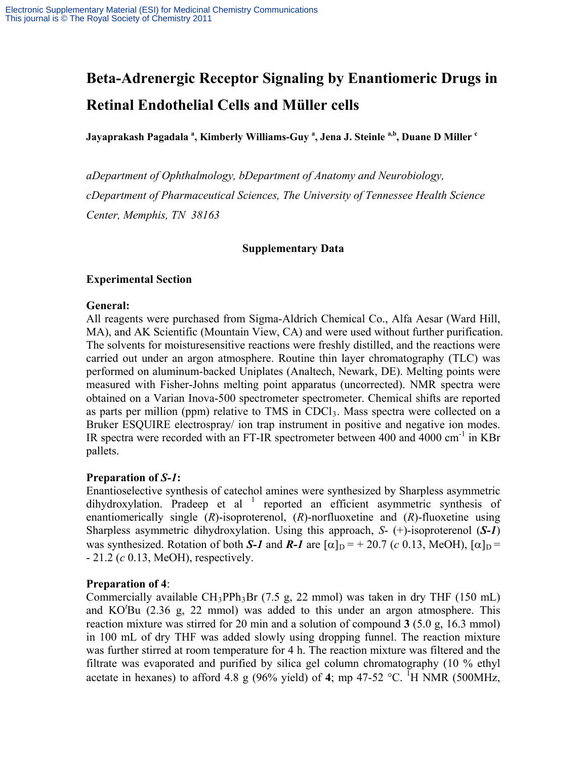# Beta-Adrenergic Receptor Signaling by Enantiomeric Drugs in Retinal Endothelial Cells and Müller cells

**Jayaprakash Pagadala [a], Kimberly Williams-Guy [a], Jena J. Steinle [a,b], Duane D Miller [c]**

*aDepartment of Ophthalmology, bDepartment of Anatomy and Neurobiology, cDepartment of Pharmaceutical Sciences, The University of Tennessee Health Science Center, Memphis, TN 38163*

**Supplementary Data**

## Experimental Section

### General:

All reagents were purchased from Sigma-Aldrich Chemical Co., Alfa Aesar (Ward Hill, MA), and AK Scientific (Mountain View, CA) and were used without further purification. The solvents for moisturesensitive reactions were freshly distilled, and the reactions were carried out under an argon atmosphere. Routine thin layer chromatography (TLC) was performed on aluminum-backed Uniplates (Analtech, Newark, DE). Melting points were measured with Fisher-Johns melting point apparatus (uncorrected). NMR spectra were obtained on a Varian Inova-500 spectrometer spectrometer. Chemical shifts are reported as parts per million (ppm) relative to TMS in $CDCl_3$. Mass spectra were collected on a Bruker ESQUIRE electrospray/ ion trap instrument in positive and negative ion modes. IR spectra were recorded with an FT-IR spectrometer between 400 and 4000 $cm^{-1}$ in KBr pallets.

### Preparation of *S-1*:

Enantioselective synthesis of catechol amines were synthesized by Sharpless asymmetric dihydroxylation. Pradeep et al [1] reported an efficient asymmetric synthesis of enantiomerically single (*R*)-isoproterenol, (*R*)-norfluoxetine and (*R*)-fluoxetine using Sharpless asymmetric dihydroxylation. Using this approach, *S*- (+)-isoproterenol (***S-1***) was synthesized. Rotation of both ***S-1*** and ***R-1*** are $[\alpha]_D = + 20.7$ (*c* 0.13, MeOH), $[\alpha]_D = - 21.2$ (*c* 0.13, MeOH), respectively.

### Preparation of 4:

Commercially available $CH_3PPh_3Br$ (7.5 g, 22 mmol) was taken in dry THF (150 mL) and KO$^t$Bu (2.36 g, 22 mmol) was added to this under an argon atmosphere. This reaction mixture was stirred for 20 min and a solution of compound **3** (5.0 g, 16.3 mmol) in 100 mL of dry THF was added slowly using dropping funnel. The reaction mixture was further stirred at room temperature for 4 h. The reaction mixture was filtered and the filtrate was evaporated and purified by silica gel column chromatography (10 % ethyl acetate in hexanes) to afford 4.8 g (96% yield) of **4**; mp 47-52 °C. $^1$H NMR (500MHz,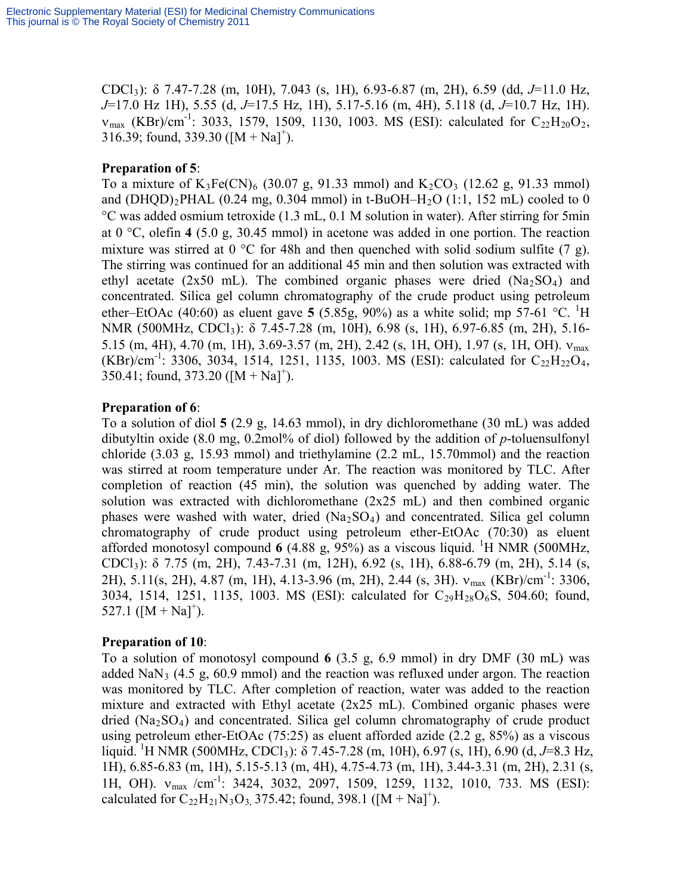$CDCl_3$): δ 7.47-7.28 (m, 10H), 7.043 (s, 1H), 6.93-6.87 (m, 2H), 6.59 (dd, *J*=11.0 Hz, *J*=17.0 Hz 1H), 5.55 (d, *J*=17.5 Hz, 1H), 5.17-5.16 (m, 4H), 5.118 (d, *J*=10.7 Hz, 1H). $\nu_{max}$ (KBr)/cm$^{-1}$: 3033, 1579, 1509, 1130, 1003. MS (ESI): calculated for $C_{22}H_{20}O_2$, 316.39; found, 339.30 ($[M + Na]^+$).

**Preparation of 5**:

To a mixture of $K_3Fe(CN)_6$ (30.07 g, 91.33 mmol) and $K_2CO_3$ (12.62 g, 91.33 mmol) and $(DHQD)_2PHAL$ (0.24 mg, 0.304 mmol) in t-BuOH–$H_2O$ (1:1, 152 mL) cooled to 0 °C was added osmium tetroxide (1.3 mL, 0.1 M solution in water). After stirring for 5min at 0 °C, olefin **4** (5.0 g, 30.45 mmol) in acetone was added in one portion. The reaction mixture was stirred at 0 °C for 48h and then quenched with solid sodium sulfite (7 g). The stirring was continued for an additional 45 min and then solution was extracted with ethyl acetate (2x50 mL). The combined organic phases were dried ($Na_2SO_4$) and concentrated. Silica gel column chromatography of the crude product using petroleum ether–EtOAc (40:60) as eluent gave **5** (5.85g, 90%) as a white solid; mp 57-61 °C. $^1$H NMR (500MHz, $CDCl_3$): δ 7.45-7.28 (m, 10H), 6.98 (s, 1H), 6.97-6.85 (m, 2H), 5.16-5.15 (m, 4H), 4.70 (m, 1H), 3.69-3.57 (m, 2H), 2.42 (s, 1H, OH), 1.97 (s, 1H, OH). $\nu_{max}$ (KBr)/cm$^{-1}$: 3306, 3034, 1514, 1251, 1135, 1003. MS (ESI): calculated for $C_{22}H_{22}O_4$, 350.41; found, 373.20 ($[M + Na]^+$).

**Preparation of 6**:

To a solution of diol **5** (2.9 g, 14.63 mmol), in dry dichloromethane (30 mL) was added dibutyltin oxide (8.0 mg, 0.2mol% of diol) followed by the addition of *p*-toluensulfonyl chloride (3.03 g, 15.93 mmol) and triethylamine (2.2 mL, 15.70mmol) and the reaction was stirred at room temperature under Ar. The reaction was monitored by TLC. After completion of reaction (45 min), the solution was quenched by adding water. The solution was extracted with dichloromethane (2x25 mL) and then combined organic phases were washed with water, dried ($Na_2SO_4$) and concentrated. Silica gel column chromatography of crude product using petroleum ether-EtOAc (70:30) as eluent afforded monotosyl compound **6** (4.88 g, 95%) as a viscous liquid. $^1$H NMR (500MHz, $CDCl_3$): δ 7.75 (m, 2H), 7.43-7.31 (m, 12H), 6.92 (s, 1H), 6.88-6.79 (m, 2H), 5.14 (s, 2H), 5.11(s, 2H), 4.87 (m, 1H), 4.13-3.96 (m, 2H), 2.44 (s, 3H). $\nu_{max}$ (KBr)/cm$^{-1}$: 3306, 3034, 1514, 1251, 1135, 1003. MS (ESI): calculated for $C_{29}H_{28}O_6S$, 504.60; found, 527.1 ($[M + Na]^+$).

**Preparation of 10**:

To a solution of monotosyl compound **6** (3.5 g, 6.9 mmol) in dry DMF (30 mL) was added $NaN_3$ (4.5 g, 60.9 mmol) and the reaction was refluxed under argon. The reaction was monitored by TLC. After completion of reaction, water was added to the reaction mixture and extracted with Ethyl acetate (2x25 mL). Combined organic phases were dried ($Na_2SO_4$) and concentrated. Silica gel column chromatography of crude product using petroleum ether-EtOAc (75:25) as eluent afforded azide (2.2 g, 85%) as a viscous liquid. $^1$H NMR (500MHz, $CDCl_3$): δ 7.45-7.28 (m, 10H), 6.97 (s, 1H), 6.90 (d, *J*=8.3 Hz, 1H), 6.85-6.83 (m, 1H), 5.15-5.13 (m, 4H), 4.75-4.73 (m, 1H), 3.44-3.31 (m, 2H), 2.31 (s, 1H, OH). $\nu_{max}$ /cm$^{-1}$: 3424, 3032, 2097, 1509, 1259, 1132, 1010, 733. MS (ESI): calculated for $C_{22}H_{21}N_3O_3$, 375.42; found, 398.1 ($[M + Na]^+$).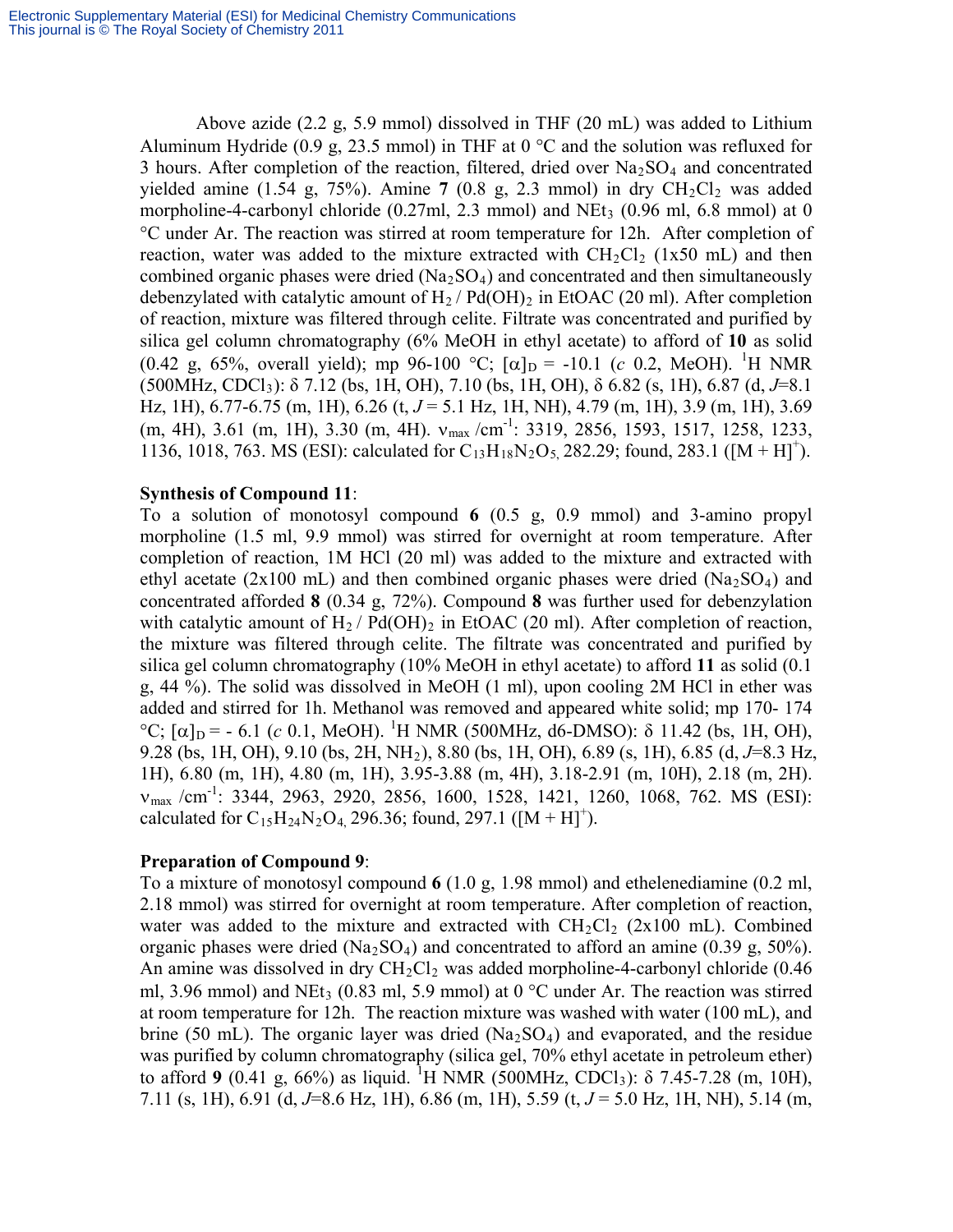Above azide (2.2 g, 5.9 mmol) dissolved in THF (20 mL) was added to Lithium Aluminum Hydride (0.9 g, 23.5 mmol) in THF at 0 °C and the solution was refluxed for 3 hours. After completion of the reaction, filtered, dried over $Na_2SO_4$ and concentrated yielded amine (1.54 g, 75%). Amine **7** (0.8 g, 2.3 mmol) in dry $CH_2Cl_2$ was added morpholine-4-carbonyl chloride (0.27ml, 2.3 mmol) and $NEt_3$ (0.96 ml, 6.8 mmol) at 0 °C under Ar. The reaction was stirred at room temperature for 12h. After completion of reaction, water was added to the mixture extracted with $CH_2Cl_2$ (1x50 mL) and then combined organic phases were dried ($Na_2SO_4$) and concentrated and then simultaneously debenzylated with catalytic amount of $H_2$ / $Pd(OH)_2$ in EtOAC (20 ml). After completion of reaction, mixture was filtered through celite. Filtrate was concentrated and purified by silica gel column chromatography (6% MeOH in ethyl acetate) to afford of **10** as solid (0.42 g, 65%, overall yield); mp 96-100 °C; $[\alpha]_D$ = -10.1 (*c* 0.2, MeOH). $^1$H NMR (500MHz, $CDCl_3$): δ 7.12 (bs, 1H, OH), 7.10 (bs, 1H, OH), δ 6.82 (s, 1H), 6.87 (d, *J*=8.1 Hz, 1H), 6.77-6.75 (m, 1H), 6.26 (t, *J* = 5.1 Hz, 1H, NH), 4.79 (m, 1H), 3.9 (m, 1H), 3.69 (m, 4H), 3.61 (m, 1H), 3.30 (m, 4H). $\nu_{max}$ /cm$^{-1}$: 3319, 2856, 1593, 1517, 1258, 1233, 1136, 1018, 763. MS (ESI): calculated for $C_{13}H_{18}N_2O_5$, 282.29; found, 283.1 ($[M + H]^+$).

**Synthesis of Compound 11**:

To a solution of monotosyl compound **6** (0.5 g, 0.9 mmol) and 3-amino propyl morpholine (1.5 ml, 9.9 mmol) was stirred for overnight at room temperature. After completion of reaction, 1M HCl (20 ml) was added to the mixture and extracted with ethyl acetate (2x100 mL) and then combined organic phases were dried ($Na_2SO_4$) and concentrated afforded **8** (0.34 g, 72%). Compound **8** was further used for debenzylation with catalytic amount of $H_2$ / $Pd(OH)_2$ in EtOAC (20 ml). After completion of reaction, the mixture was filtered through celite. The filtrate was concentrated and purified by silica gel column chromatography (10% MeOH in ethyl acetate) to afford **11** as solid (0.1 g, 44 %). The solid was dissolved in MeOH (1 ml), upon cooling 2M HCl in ether was added and stirred for 1h. Methanol was removed and appeared white solid; mp 170- 174 °C; $[\alpha]_D$ = - 6.1 (*c* 0.1, MeOH). $^1$H NMR (500MHz, d6-DMSO): δ 11.42 (bs, 1H, OH), 9.28 (bs, 1H, OH), 9.10 (bs, 2H, $NH_2$), 8.80 (bs, 1H, OH), 6.89 (s, 1H), 6.85 (d, *J*=8.3 Hz, 1H), 6.80 (m, 1H), 4.80 (m, 1H), 3.95-3.88 (m, 4H), 3.18-2.91 (m, 10H), 2.18 (m, 2H). $\nu_{max}$ /cm$^{-1}$: 3344, 2963, 2920, 2856, 1600, 1528, 1421, 1260, 1068, 762. MS (ESI): calculated for $C_{15}H_{24}N_2O_4$, 296.36; found, 297.1 ($[M + H]^+$).

**Preparation of Compound 9**:

To a mixture of monotosyl compound **6** (1.0 g, 1.98 mmol) and ethelenediamine (0.2 ml, 2.18 mmol) was stirred for overnight at room temperature. After completion of reaction, water was added to the mixture and extracted with $CH_2Cl_2$ (2x100 mL). Combined organic phases were dried ($Na_2SO_4$) and concentrated to afford an amine (0.39 g, 50%). An amine was dissolved in dry $CH_2Cl_2$ was added morpholine-4-carbonyl chloride (0.46 ml, 3.96 mmol) and $NEt_3$ (0.83 ml, 5.9 mmol) at 0 °C under Ar. The reaction was stirred at room temperature for 12h. The reaction mixture was washed with water (100 mL), and brine (50 mL). The organic layer was dried ($Na_2SO_4$) and evaporated, and the residue was purified by column chromatography (silica gel, 70% ethyl acetate in petroleum ether) to afford **9** (0.41 g, 66%) as liquid. $^1$H NMR (500MHz, $CDCl_3$): δ 7.45-7.28 (m, 10H), 7.11 (s, 1H), 6.91 (d, *J*=8.6 Hz, 1H), 6.86 (m, 1H), 5.59 (t, *J* = 5.0 Hz, 1H, NH), 5.14 (m,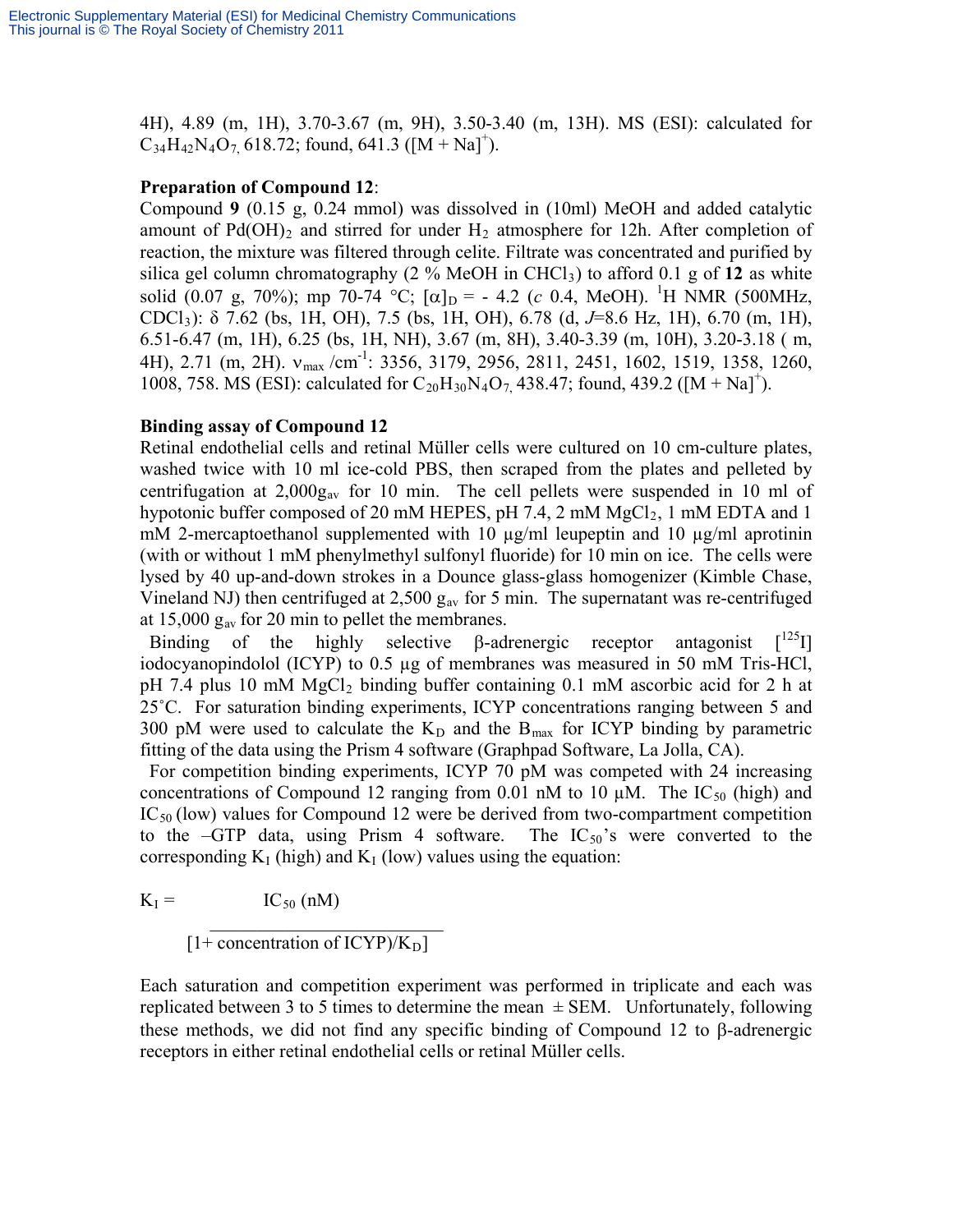4H), 4.89 (m, 1H), 3.70-3.67 (m, 9H), 3.50-3.40 (m, 13H). MS (ESI): calculated for $C_{34}H_{42}N_4O_7$, 618.72; found, 641.3 ($[M + Na]^+$).

**Preparation of Compound 12**:

Compound **9** (0.15 g, 0.24 mmol) was dissolved in (10ml) MeOH and added catalytic amount of $Pd(OH)_2$ and stirred for under $H_2$ atmosphere for 12h. After completion of reaction, the mixture was filtered through celite. Filtrate was concentrated and purified by silica gel column chromatography (2 % MeOH in $CHCl_3$) to afford 0.1 g of **12** as white solid (0.07 g, 70%); mp 70-74 °C; $[\alpha]_D$ = - 4.2 (*c* 0.4, MeOH). $^1H$ NMR (500MHz, $CDCl_3$): δ 7.62 (bs, 1H, OH), 7.5 (bs, 1H, OH), 6.78 (d, *J*=8.6 Hz, 1H), 6.70 (m, 1H), 6.51-6.47 (m, 1H), 6.25 (bs, 1H, NH), 3.67 (m, 8H), 3.40-3.39 (m, 10H), 3.20-3.18 ( m, 4H), 2.71 (m, 2H). $\nu_{max}$ /$cm^{-1}$: 3356, 3179, 2956, 2811, 2451, 1602, 1519, 1358, 1260, 1008, 758. MS (ESI): calculated for $C_{20}H_{30}N_4O_7$, 438.47; found, 439.2 ($[M + Na]^+$).

**Binding assay of Compound 12**

Retinal endothelial cells and retinal Müller cells were cultured on 10 cm-culture plates, washed twice with 10 ml ice-cold PBS, then scraped from the plates and pelleted by centrifugation at $2{,}000 g_{av}$ for 10 min. The cell pellets were suspended in 10 ml of hypotonic buffer composed of 20 mM HEPES, pH 7.4, 2 mM $MgCl_2$, 1 mM EDTA and 1 mM 2-mercaptoethanol supplemented with 10 μg/ml leupeptin and 10 μg/ml aprotinin (with or without 1 mM phenylmethyl sulfonyl fluoride) for 10 min on ice. The cells were lysed by 40 up-and-down strokes in a Dounce glass-glass homogenizer (Kimble Chase, Vineland NJ) then centrifuged at $2{,}500 g_{av}$ for 5 min. The supernatant was re-centrifuged at $15{,}000 g_{av}$ for 20 min to pellet the membranes.

Binding of the highly selective β-adrenergic receptor antagonist [$^{125}$I] iodocyanopindolol (ICYP) to 0.5 μg of membranes was measured in 50 mM Tris-HCl, pH 7.4 plus 10 mM $MgCl_2$ binding buffer containing 0.1 mM ascorbic acid for 2 h at 25˚C. For saturation binding experiments, ICYP concentrations ranging between 5 and 300 pM were used to calculate the $K_D$ and the $B_{max}$ for ICYP binding by parametric fitting of the data using the Prism 4 software (Graphpad Software, La Jolla, CA).

For competition binding experiments, ICYP 70 pM was competed with 24 increasing concentrations of Compound 12 ranging from 0.01 nM to 10 μM. The $IC_{50}$ (high) and $IC_{50}$ (low) values for Compound 12 were be derived from two-compartment competition to the –GTP data, using Prism 4 software. The $IC_{50}$'s were converted to the corresponding $K_I$ (high) and $K_I$ (low) values using the equation:

$$K_I = \frac{IC_{50}\ (\text{nM})}{[1 + \text{concentration of ICYP})/K_D]}$$

Each saturation and competition experiment was performed in triplicate and each was replicated between 3 to 5 times to determine the mean ± SEM. Unfortunately, following these methods, we did not find any specific binding of Compound 12 to β-adrenergic receptors in either retinal endothelial cells or retinal Müller cells.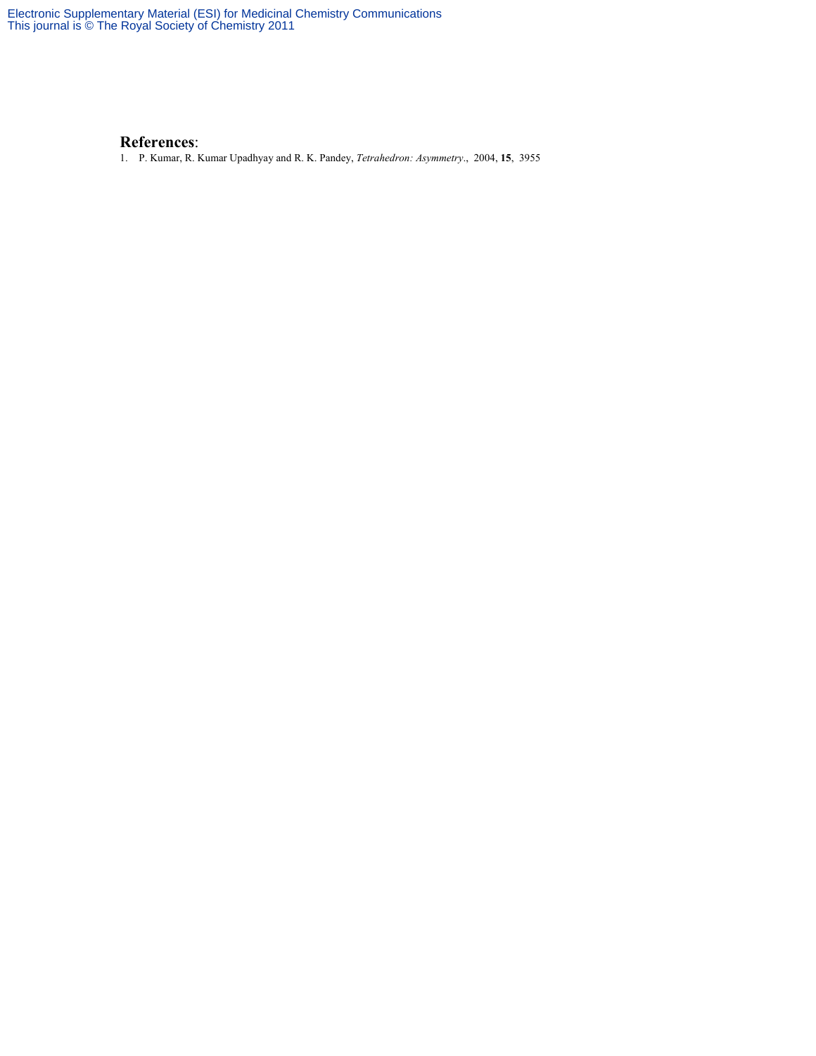## References:

1. P. Kumar, R. Kumar Upadhyay and R. K. Pandey, *Tetrahedron: Asymmetry*., 2004, **15**, 3955